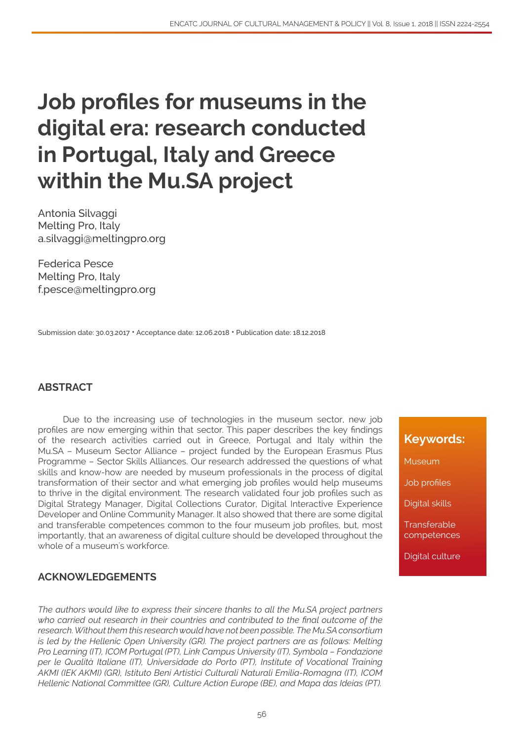# Job profiles for museums in the digital era: research conducted in Portugal, Italy and Greece within the Mu.SA project

Antonia Silvaggi
Melting Pro, Italy
a.silvaggi@meltingpro.org

Federica Pesce
Melting Pro, Italy
f.pesce@meltingpro.org

Submission date: 30.03.2017 • Acceptance date: 12.06.2018 • Publication date: 18.12.2018

## ABSTRACT

Due to the increasing use of technologies in the museum sector, new job profiles are now emerging within that sector. This paper describes the key findings of the research activities carried out in Greece, Portugal and Italy within the Mu.SA – Museum Sector Alliance – project funded by the European Erasmus Plus Programme – Sector Skills Alliances. Our research addressed the questions of what skills and know-how are needed by museum professionals in the process of digital transformation of their sector and what emerging job profiles would help museums to thrive in the digital environment. The research validated four job profiles such as Digital Strategy Manager, Digital Collections Curator, Digital Interactive Experience Developer and Online Community Manager. It also showed that there are some digital and transferable competences common to the four museum job profiles, but, most importantly, that an awareness of digital culture should be developed throughout the whole of a museum's workforce.

**Keywords:**

Museum

Job profiles

Digital skills

Transferable competences

Digital culture

## ACKNOWLEDGEMENTS

*The authors would like to express their sincere thanks to all the Mu.SA project partners who carried out research in their countries and contributed to the final outcome of the research. Without them this research would have not been possible. The Mu.SA consortium is led by the Hellenic Open University (GR). The project partners are as follows: Melting Pro Learning (IT), ICOM Portugal (PT), Link Campus University (IT), Symbola – Fondazione per le Qualità Italiane (IT), Universidade do Porto (PT), Institute of Vocational Training AKMI (IEK AKMI) (GR), Istituto Beni Artistici Culturali Naturali Emilia-Romagna (IT), ICOM Hellenic National Committee (GR), Culture Action Europe (BE), and Mapa das Ideias (PT).*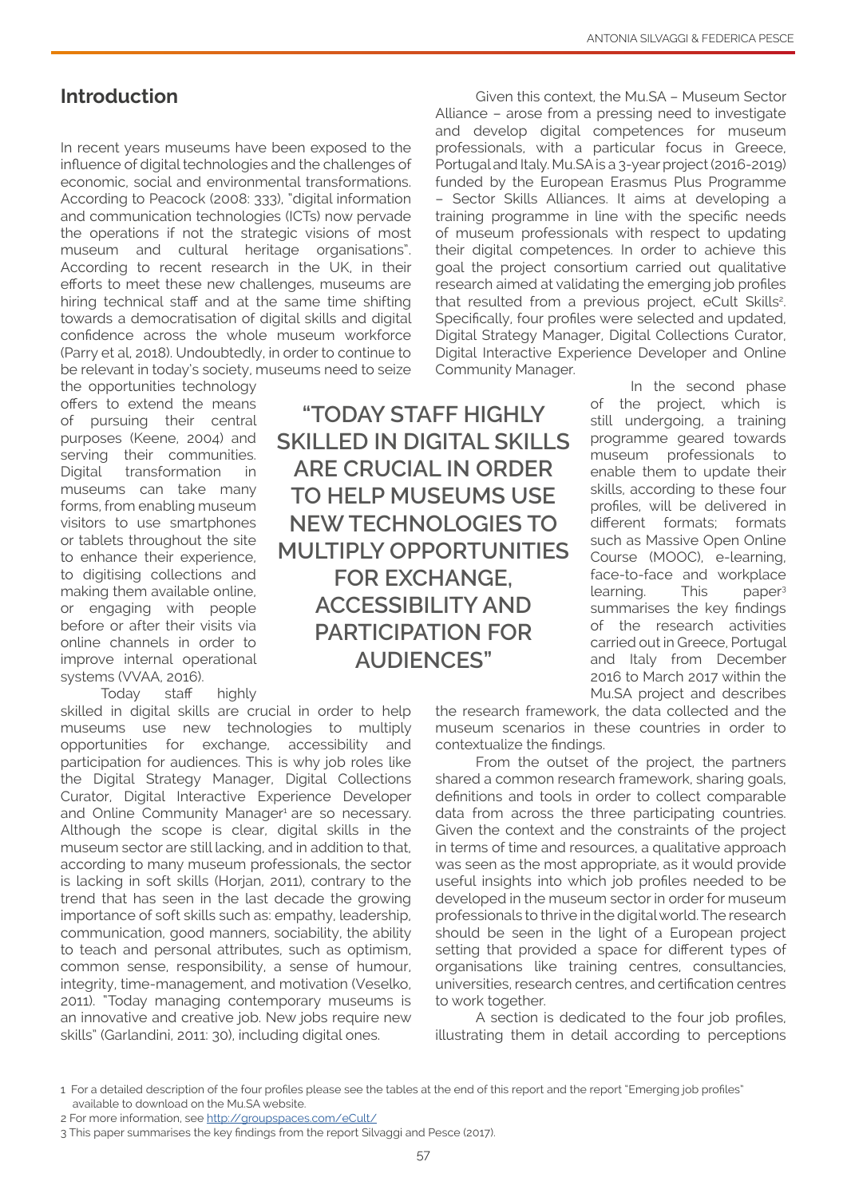## Introduction

In recent years museums have been exposed to the influence of digital technologies and the challenges of economic, social and environmental transformations. According to Peacock (2008: 333), "digital information and communication technologies (ICTs) now pervade the operations if not the strategic visions of most museum and cultural heritage organisations". According to recent research in the UK, in their efforts to meet these new challenges, museums are hiring technical staff and at the same time shifting towards a democratisation of digital skills and digital confidence across the whole museum workforce (Parry et al, 2018). Undoubtedly, in order to continue to be relevant in today's society, museums need to seize the opportunities technology offers to extend the means of pursuing their central purposes (Keene, 2004) and serving their communities. Digital transformation in museums can take many forms, from enabling museum visitors to use smartphones or tablets throughout the site to enhance their experience, to digitising collections and making them available online, or engaging with people before or after their visits via online channels in order to improve internal operational systems (VVAA, 2016).

**"TODAY STAFF HIGHLY SKILLED IN DIGITAL SKILLS ARE CRUCIAL IN ORDER TO HELP MUSEUMS USE NEW TECHNOLOGIES TO MULTIPLY OPPORTUNITIES FOR EXCHANGE, ACCESSIBILITY AND PARTICIPATION FOR AUDIENCES"**

Today staff highly skilled in digital skills are crucial in order to help museums use new technologies to multiply opportunities for exchange, accessibility and participation for audiences. This is why job roles like the Digital Strategy Manager, Digital Collections Curator, Digital Interactive Experience Developer and Online Community Manager[1] are so necessary. Although the scope is clear, digital skills in the museum sector are still lacking, and in addition to that, according to many museum professionals, the sector is lacking in soft skills (Horjan, 2011), contrary to the trend that has seen in the last decade the growing importance of soft skills such as: empathy, leadership, communication, good manners, sociability, the ability to teach and personal attributes, such as optimism, common sense, responsibility, a sense of humour, integrity, time-management, and motivation (Veselko, 2011). "Today managing contemporary museums is an innovative and creative job. New jobs require new skills" (Garlandini, 2011: 30), including digital ones.

Given this context, the Mu.SA – Museum Sector Alliance – arose from a pressing need to investigate and develop digital competences for museum professionals, with a particular focus in Greece, Portugal and Italy. Mu.SA is a 3-year project (2016-2019) funded by the European Erasmus Plus Programme – Sector Skills Alliances. It aims at developing a training programme in line with the specific needs of museum professionals with respect to updating their digital competences. In order to achieve this goal the project consortium carried out qualitative research aimed at validating the emerging job profiles that resulted from a previous project, eCult Skills[2]. Specifically, four profiles were selected and updated, Digital Strategy Manager, Digital Collections Curator, Digital Interactive Experience Developer and Online Community Manager.

In the second phase of the project, which is still undergoing, a training programme geared towards museum professionals to enable them to update their skills, according to these four profiles, will be delivered in different formats; formats such as Massive Open Online Course (MOOC), e-learning, face-to-face and workplace learning. This paper[3] summarises the key findings of the research activities carried out in Greece, Portugal and Italy from December 2016 to March 2017 within the Mu.SA project and describes the research framework, the data collected and the museum scenarios in these countries in order to contextualize the findings.

From the outset of the project, the partners shared a common research framework, sharing goals, definitions and tools in order to collect comparable data from across the three participating countries. Given the context and the constraints of the project in terms of time and resources, a qualitative approach was seen as the most appropriate, as it would provide useful insights into which job profiles needed to be developed in the museum sector in order for museum professionals to thrive in the digital world. The research should be seen in the light of a European project setting that provided a space for different types of organisations like training centres, consultancies, universities, research centres, and certification centres to work together.

A section is dedicated to the four job profiles, illustrating them in detail according to perceptions

---

1 For a detailed description of the four profiles please see the tables at the end of this report and the report "Emerging job profiles" available to download on the Mu.SA website.

2 For more information, see http://groupspaces.com/eCult/

3 This paper summarises the key findings from the report Silvaggi and Pesce (2017).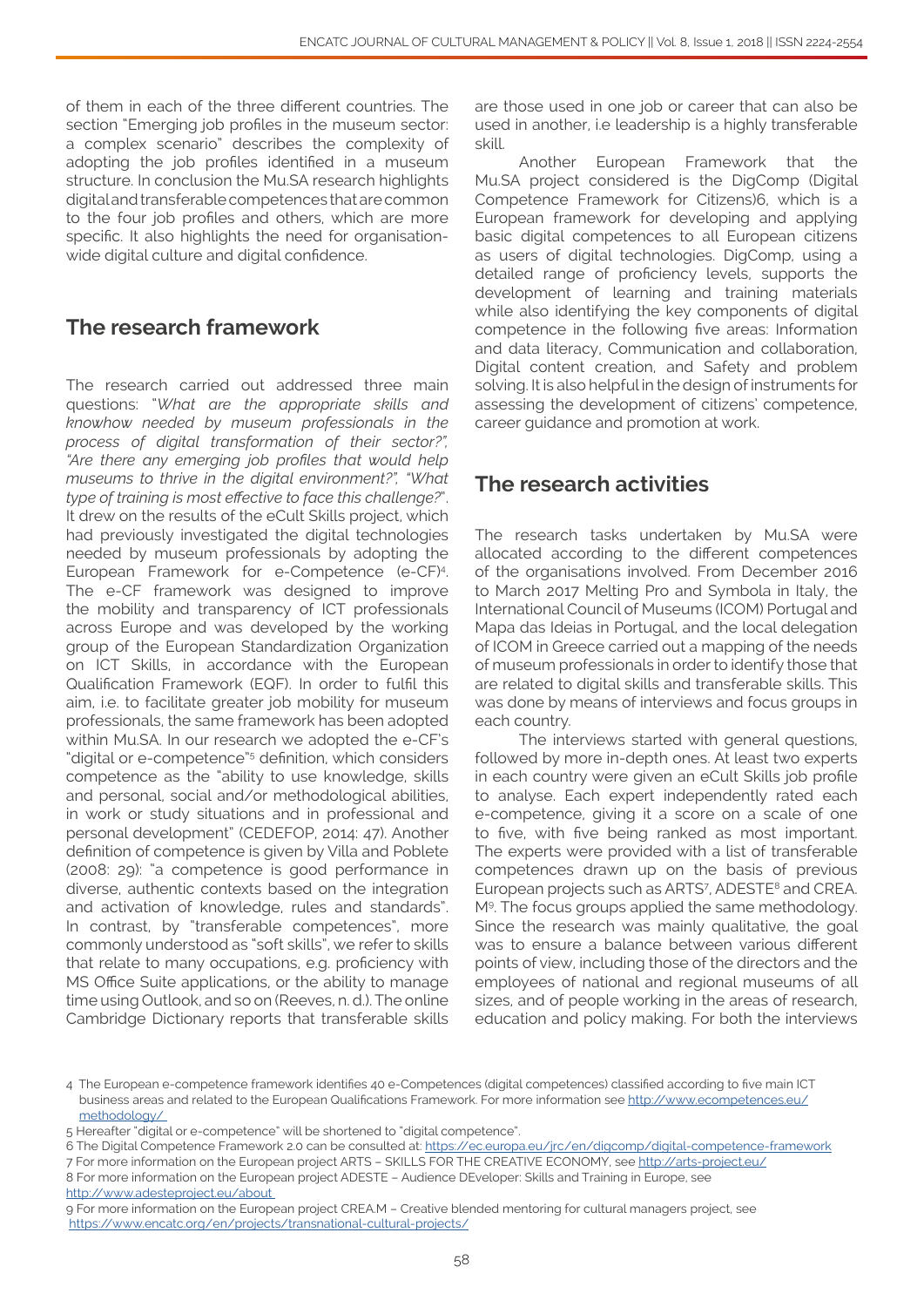of them in each of the three different countries. The section "Emerging job profiles in the museum sector: a complex scenario" describes the complexity of adopting the job profiles identified in a museum structure. In conclusion the Mu.SA research highlights digital and transferable competences that are common to the four job profiles and others, which are more specific. It also highlights the need for organisation-wide digital culture and digital confidence.

## The research framework

The research carried out addressed three main questions: "*What are the appropriate skills and knowhow needed by museum professionals in the process of digital transformation of their sector?", "Are there any emerging job profiles that would help museums to thrive in the digital environment?", "What type of training is most effective to face this challenge?*". It drew on the results of the eCult Skills project, which had previously investigated the digital technologies needed by museum professionals by adopting the European Framework for e-Competence (e-CF)[4]. The e-CF framework was designed to improve the mobility and transparency of ICT professionals across Europe and was developed by the working group of the European Standardization Organization on ICT Skills, in accordance with the European Qualification Framework (EQF). In order to fulfil this aim, i.e. to facilitate greater job mobility for museum professionals, the same framework has been adopted within Mu.SA. In our research we adopted the e-CF's "digital or e-competence"[5] definition, which considers competence as the "ability to use knowledge, skills and personal, social and/or methodological abilities, in work or study situations and in professional and personal development" (CEDEFOP, 2014: 47). Another definition of competence is given by Villa and Poblete (2008: 29): "a competence is good performance in diverse, authentic contexts based on the integration and activation of knowledge, rules and standards". In contrast, by "transferable competences", more commonly understood as "soft skills", we refer to skills that relate to many occupations, e.g. proficiency with MS Office Suite applications, or the ability to manage time using Outlook, and so on (Reeves, n. d.). The online Cambridge Dictionary reports that transferable skills are those used in one job or career that can also be used in another, i.e leadership is a highly transferable skill.

Another European Framework that the Mu.SA project considered is the DigComp (Digital Competence Framework for Citizens)6, which is a European framework for developing and applying basic digital competences to all European citizens as users of digital technologies. DigComp, using a detailed range of proficiency levels, supports the development of learning and training materials while also identifying the key components of digital competence in the following five areas: Information and data literacy, Communication and collaboration, Digital content creation, and Safety and problem solving. It is also helpful in the design of instruments for assessing the development of citizens' competence, career guidance and promotion at work.

## The research activities

The research tasks undertaken by Mu.SA were allocated according to the different competences of the organisations involved. From December 2016 to March 2017 Melting Pro and Symbola in Italy, the International Council of Museums (ICOM) Portugal and Mapa das Ideias in Portugal, and the local delegation of ICOM in Greece carried out a mapping of the needs of museum professionals in order to identify those that are related to digital skills and transferable skills. This was done by means of interviews and focus groups in each country.

The interviews started with general questions, followed by more in-depth ones. At least two experts in each country were given an eCult Skills job profile to analyse. Each expert independently rated each e-competence, giving it a score on a scale of one to five, with five being ranked as most important. The experts were provided with a list of transferable competences drawn up on the basis of previous European projects such as ARTS[7], ADESTE[8] and CREA.M[9]. The focus groups applied the same methodology. Since the research was mainly qualitative, the goal was to ensure a balance between various different points of view, including those of the directors and the employees of national and regional museums of all sizes, and of people working in the areas of research, education and policy making. For both the interviews

4 The European e-competence framework identifies 40 e-Competences (digital competences) classified according to five main ICT business areas and related to the European Qualifications Framework. For more information see http://www.ecompetences.eu/methodology/

5 Hereafter "digital or e-competence" will be shortened to "digital competence".

6 The Digital Competence Framework 2.0 can be consulted at: https://ec.europa.eu/jrc/en/digcomp/digital-competence-framework

7 For more information on the European project ARTS – SKILLS FOR THE CREATIVE ECONOMY, see http://arts-project.eu/

8 For more information on the European project ADESTE – Audience DEveloper: Skills and Training in Europe, see http://www.adesteproject.eu/about

9 For more information on the European project CREA.M – Creative blended mentoring for cultural managers project, see https://www.encatc.org/en/projects/transnational-cultural-projects/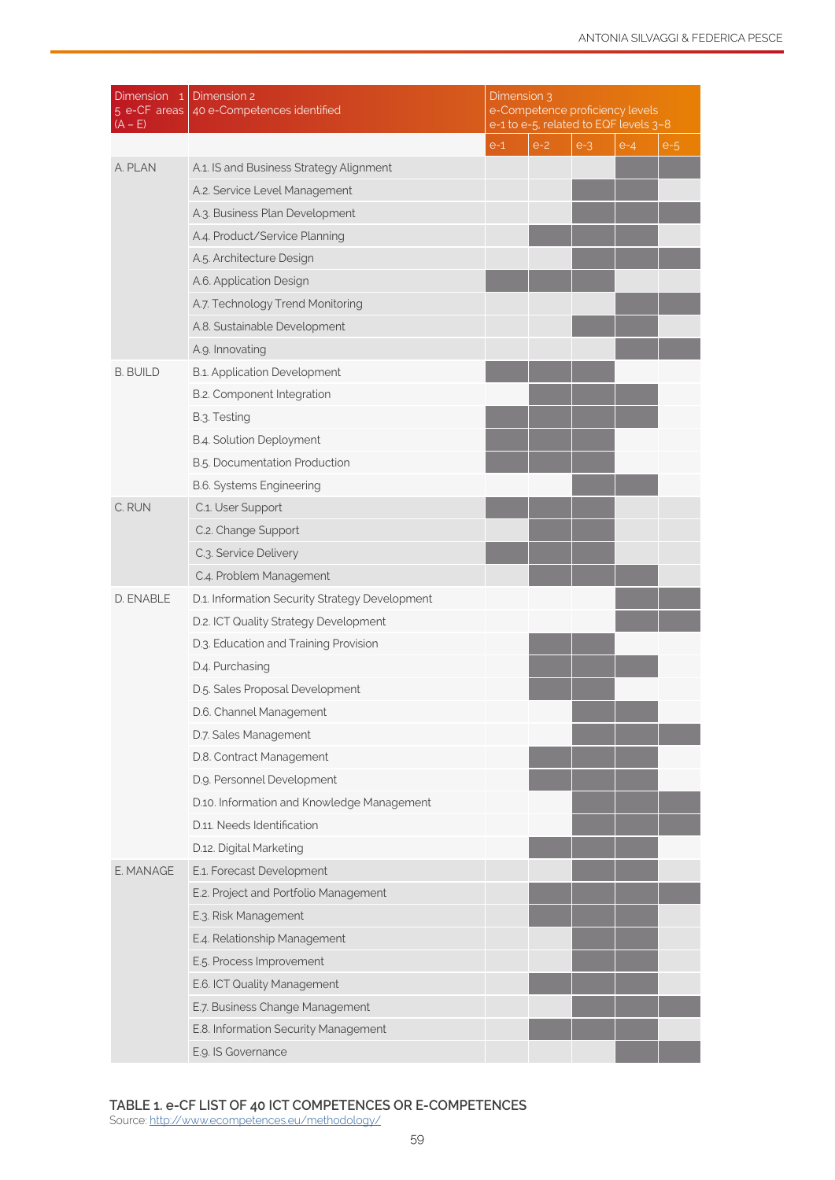| Dimension 1<br>5 e-CF areas (A – E) | Dimension 2<br>40 e-Competences identified | Dimension 3<br>e-Competence proficiency levels<br>e-1 to e-5, related to EQF levels 3–8 | | | | |
|---|---|---|---|---|---|---|
| | | e-1 | e-2 | e-3 | e-4 | e-5 |
| A. PLAN | A.1. IS and Business Strategy Alignment | | | | ■ | ■ |
| | A.2. Service Level Management | | | ■ | ■ | |
| | A.3. Business Plan Development | | | ■ | ■ | ■ |
| | A.4. Product/Service Planning | | ■ | ■ | ■ | |
| | A.5. Architecture Design | | | ■ | ■ | ■ |
| | A.6. Application Design | ■ | ■ | ■ | | |
| | A.7. Technology Trend Monitoring | | | | ■ | ■ |
| | A.8. Sustainable Development | | | ■ | ■ | |
| | A.9. Innovating | | | | ■ | ■ |
| B. BUILD | B.1. Application Development | ■ | ■ | ■ | | |
| | B.2. Component Integration | | ■ | ■ | ■ | |
| | B.3. Testing | ■ | ■ | ■ | ■ | |
| | B.4. Solution Deployment | ■ | ■ | ■ | | |
| | B.5. Documentation Production | ■ | ■ | ■ | | |
| | B.6. Systems Engineering | | | ■ | ■ | |
| C. RUN | C.1. User Support | ■ | ■ | ■ | | |
| | C.2. Change Support | | ■ | ■ | | |
| | C.3. Service Delivery | ■ | ■ | ■ | | |
| | C.4. Problem Management | | ■ | ■ | ■ | |
| D. ENABLE | D.1. Information Security Strategy Development | | | | ■ | ■ |
| | D.2. ICT Quality Strategy Development | | | | ■ | ■ |
| | D.3. Education and Training Provision | | ■ | ■ | | |
| | D.4. Purchasing | | ■ | ■ | ■ | |
| | D.5. Sales Proposal Development | | ■ | ■ | | |
| | D.6. Channel Management | | | ■ | ■ | |
| | D.7. Sales Management | | | ■ | ■ | ■ |
| | D.8. Contract Management | | ■ | ■ | ■ | |
| | D.9. Personnel Development | | ■ | ■ | ■ | |
| | D.10. Information and Knowledge Management | | | ■ | ■ | ■ |
| | D.11. Needs Identification | | | ■ | ■ | ■ |
| | D.12. Digital Marketing | | ■ | ■ | ■ | |
| E. MANAGE | E.1. Forecast Development | | | ■ | ■ | |
| | E.2. Project and Portfolio Management | | ■ | ■ | ■ | ■ |
| | E.3. Risk Management | | ■ | ■ | ■ | |
| | E.4. Relationship Management | | | ■ | ■ | |
| | E.5. Process Improvement | | | ■ | ■ | |
| | E.6. ICT Quality Management | | ■ | ■ | ■ | |
| | E.7. Business Change Management | | | ■ | ■ | ■ |
| | E.8. Information Security Management | | ■ | ■ | ■ | |
| | E.9. IS Governance | | | | ■ | ■ |

**TABLE 1. e-CF LIST OF 40 ICT COMPETENCES OR E-COMPETENCES**
Source: http://www.ecompetences.eu/methodology/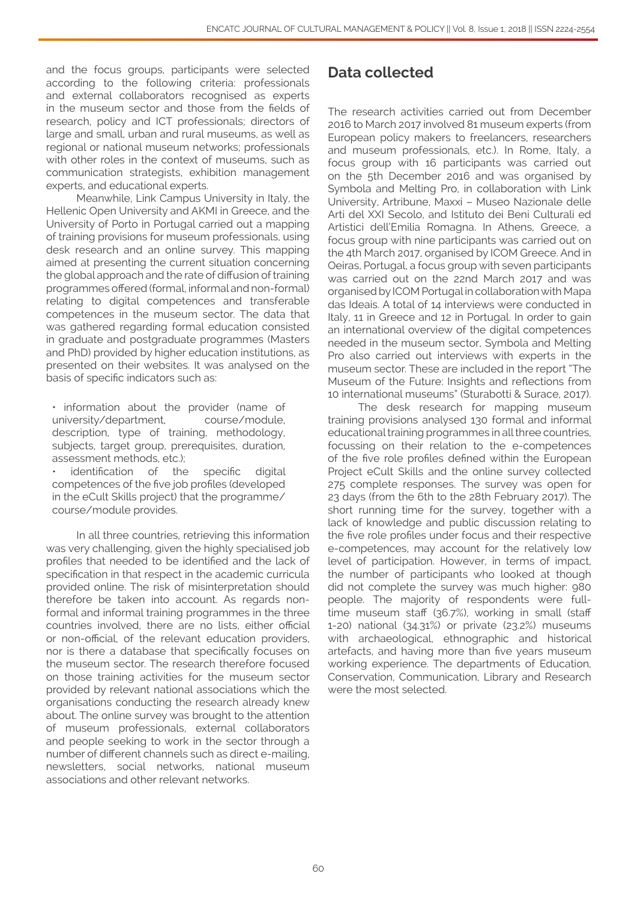and the focus groups, participants were selected according to the following criteria: professionals and external collaborators recognised as experts in the museum sector and those from the fields of research, policy and ICT professionals; directors of large and small, urban and rural museums, as well as regional or national museum networks; professionals with other roles in the context of museums, such as communication strategists, exhibition management experts, and educational experts.

Meanwhile, Link Campus University in Italy, the Hellenic Open University and AKMI in Greece, and the University of Porto in Portugal carried out a mapping of training provisions for museum professionals, using desk research and an online survey. This mapping aimed at presenting the current situation concerning the global approach and the rate of diffusion of training programmes offered (formal, informal and non-formal) relating to digital competences and transferable competences in the museum sector. The data that was gathered regarding formal education consisted in graduate and postgraduate programmes (Masters and PhD) provided by higher education institutions, as presented on their websites. It was analysed on the basis of specific indicators such as:

- information about the provider (name of university/department, course/module, description, type of training, methodology, subjects, target group, prerequisites, duration, assessment methods, etc.);
- identification of the specific digital competences of the five job profiles (developed in the eCult Skills project) that the programme/course/module provides.

In all three countries, retrieving this information was very challenging, given the highly specialised job profiles that needed to be identified and the lack of specification in that respect in the academic curricula provided online. The risk of misinterpretation should therefore be taken into account. As regards non-formal and informal training programmes in the three countries involved, there are no lists, either official or non-official, of the relevant education providers, nor is there a database that specifically focuses on the museum sector. The research therefore focused on those training activities for the museum sector provided by relevant national associations which the organisations conducting the research already knew about. The online survey was brought to the attention of museum professionals, external collaborators and people seeking to work in the sector through a number of different channels such as direct e-mailing, newsletters, social networks, national museum associations and other relevant networks.

## Data collected

The research activities carried out from December 2016 to March 2017 involved 81 museum experts (from European policy makers to freelancers, researchers and museum professionals, etc.). In Rome, Italy, a focus group with 16 participants was carried out on the 5th December 2016 and was organised by Symbola and Melting Pro, in collaboration with Link University, Artribune, Maxxi – Museo Nazionale delle Arti del XXI Secolo, and Istituto dei Beni Culturali ed Artistici dell'Emilia Romagna. In Athens, Greece, a focus group with nine participants was carried out on the 4th March 2017, organised by ICOM Greece. And in Oeiras, Portugal, a focus group with seven participants was carried out on the 22nd March 2017 and was organised by ICOM Portugal in collaboration with Mapa das Ideais. A total of 14 interviews were conducted in Italy, 11 in Greece and 12 in Portugal. In order to gain an international overview of the digital competences needed in the museum sector, Symbola and Melting Pro also carried out interviews with experts in the museum sector. These are included in the report "The Museum of the Future: Insights and reflections from 10 international museums" (Sturabotti & Surace, 2017).

The desk research for mapping museum training provisions analysed 130 formal and informal educational training programmes in all three countries, focussing on their relation to the e-competences of the five role profiles defined within the European Project eCult Skills and the online survey collected 275 complete responses. The survey was open for 23 days (from the 6th to the 28th February 2017). The short running time for the survey, together with a lack of knowledge and public discussion relating to the five role profiles under focus and their respective e-competences, may account for the relatively low level of participation. However, in terms of impact, the number of participants who looked at though did not complete the survey was much higher: 980 people. The majority of respondents were full-time museum staff (36.7%), working in small (staff 1-20) national (34.31%) or private (23.2%) museums with archaeological, ethnographic and historical artefacts, and having more than five years museum working experience. The departments of Education, Conservation, Communication, Library and Research were the most selected.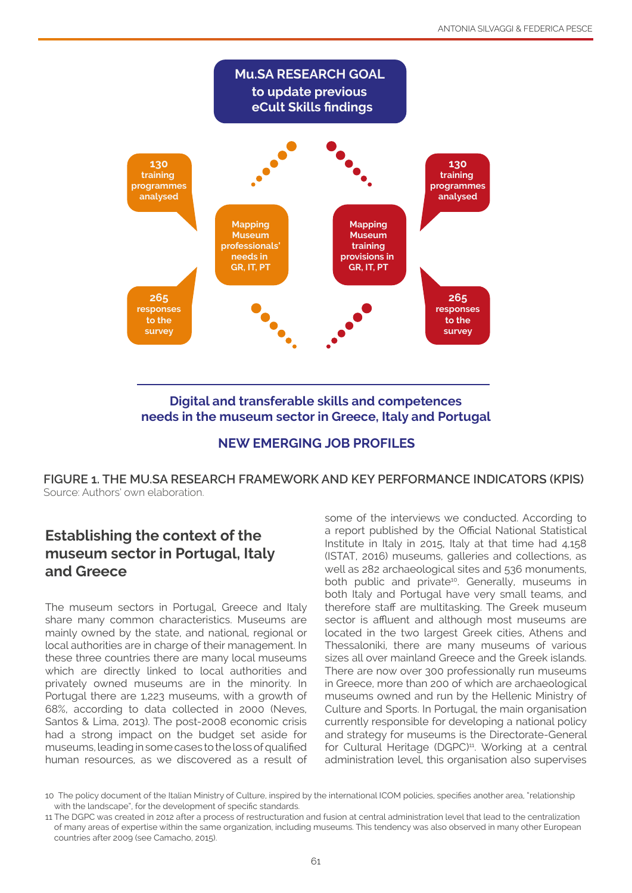**Mu.SA RESEARCH GOAL**
**to update previous eCult Skills findings**

**130 training programmes analysed**

**130 training programmes analysed**

**Mapping Museum professionals' needs in GR, IT, PT**

**Mapping Museum training provisions in GR, IT, PT**

**265 responses to the survey**

**265 responses to the survey**

**Digital and transferable skills and competences needs in the museum sector in Greece, Italy and Portugal**

**NEW EMERGING JOB PROFILES**

**FIGURE 1. THE MU.SA RESEARCH FRAMEWORK AND KEY PERFORMANCE INDICATORS (KPIS)**
Source: Authors' own elaboration.

## Establishing the context of the museum sector in Portugal, Italy and Greece

The museum sectors in Portugal, Greece and Italy share many common characteristics. Museums are mainly owned by the state, and national, regional or local authorities are in charge of their management. In these three countries there are many local museums which are directly linked to local authorities and privately owned museums are in the minority. In Portugal there are 1,223 museums, with a growth of 68%, according to data collected in 2000 (Neves, Santos & Lima, 2013). The post-2008 economic crisis had a strong impact on the budget set aside for museums, leading in some cases to the loss of qualified human resources, as we discovered as a result of some of the interviews we conducted. According to a report published by the Official National Statistical Institute in Italy in 2015, Italy at that time had 4,158 (ISTAT, 2016) museums, galleries and collections, as well as 282 archaeological sites and 536 monuments, both public and private[10]. Generally, museums in both Italy and Portugal have very small teams, and therefore staff are multitasking. The Greek museum sector is affluent and although most museums are located in the two largest Greek cities, Athens and Thessaloniki, there are many museums of various sizes all over mainland Greece and the Greek islands. There are now over 300 professionally run museums in Greece, more than 200 of which are archaeological museums owned and run by the Hellenic Ministry of Culture and Sports. In Portugal, the main organisation currently responsible for developing a national policy and strategy for museums is the Directorate-General for Cultural Heritage (DGPC)[11]. Working at a central administration level, this organisation also supervises

10 The policy document of the Italian Ministry of Culture, inspired by the international ICOM policies, specifies another area, "relationship with the landscape", for the development of specific standards.

11 The DGPC was created in 2012 after a process of restructuration and fusion at central administration level that lead to the centralization of many areas of expertise within the same organization, including museums. This tendency was also observed in many other European countries after 2009 (see Camacho, 2015).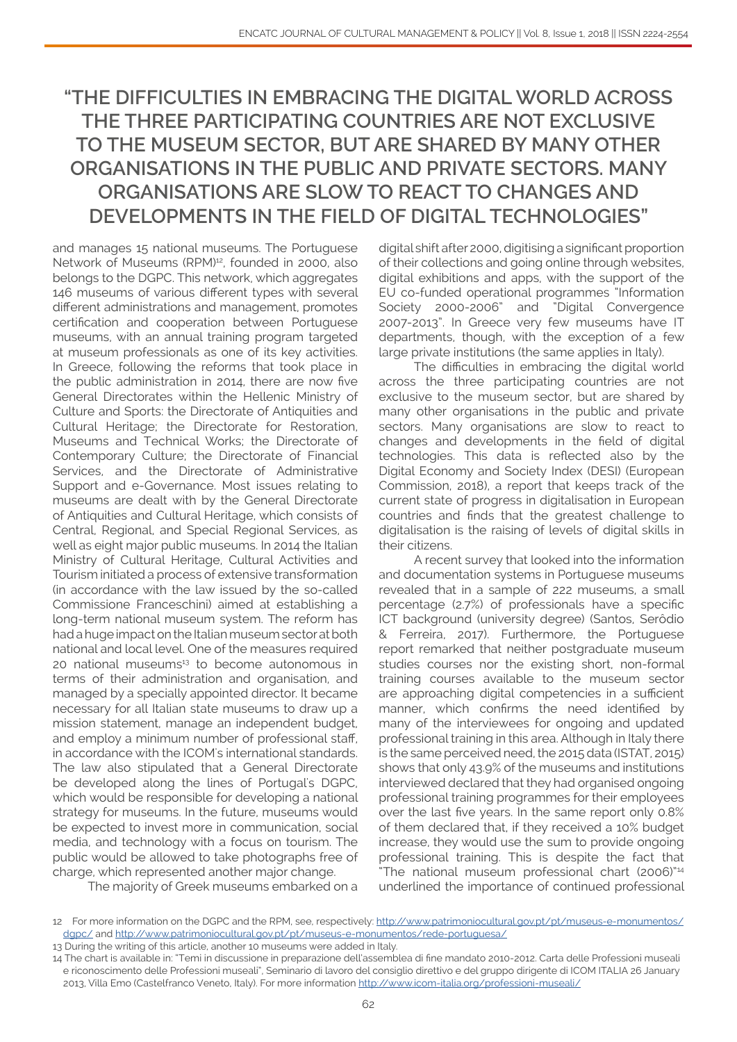## "THE DIFFICULTIES IN EMBRACING THE DIGITAL WORLD ACROSS THE THREE PARTICIPATING COUNTRIES ARE NOT EXCLUSIVE TO THE MUSEUM SECTOR, BUT ARE SHARED BY MANY OTHER ORGANISATIONS IN THE PUBLIC AND PRIVATE SECTORS. MANY ORGANISATIONS ARE SLOW TO REACT TO CHANGES AND DEVELOPMENTS IN THE FIELD OF DIGITAL TECHNOLOGIES"

and manages 15 national museums. The Portuguese Network of Museums (RPM)[12], founded in 2000, also belongs to the DGPC. This network, which aggregates 146 museums of various different types with several different administrations and management, promotes certification and cooperation between Portuguese museums, with an annual training program targeted at museum professionals as one of its key activities. In Greece, following the reforms that took place in the public administration in 2014, there are now five General Directorates within the Hellenic Ministry of Culture and Sports: the Directorate of Antiquities and Cultural Heritage; the Directorate for Restoration, Museums and Technical Works; the Directorate of Contemporary Culture; the Directorate of Financial Services, and the Directorate of Administrative Support and e-Governance. Most issues relating to museums are dealt with by the General Directorate of Antiquities and Cultural Heritage, which consists of Central, Regional, and Special Regional Services, as well as eight major public museums. In 2014 the Italian Ministry of Cultural Heritage, Cultural Activities and Tourism initiated a process of extensive transformation (in accordance with the law issued by the so-called Commissione Franceschini) aimed at establishing a long-term national museum system. The reform has had a huge impact on the Italian museum sector at both national and local level. One of the measures required 20 national museums[13] to become autonomous in terms of their administration and organisation, and managed by a specially appointed director. It became necessary for all Italian state museums to draw up a mission statement, manage an independent budget, and employ a minimum number of professional staff, in accordance with the ICOM's international standards. The law also stipulated that a General Directorate be developed along the lines of Portugal's DGPC, which would be responsible for developing a national strategy for museums. In the future, museums would be expected to invest more in communication, social media, and technology with a focus on tourism. The public would be allowed to take photographs free of charge, which represented another major change.

The majority of Greek museums embarked on a digital shift after 2000, digitising a significant proportion of their collections and going online through websites, digital exhibitions and apps, with the support of the EU co-funded operational programmes "Information Society 2000-2006" and "Digital Convergence 2007-2013". In Greece very few museums have IT departments, though, with the exception of a few large private institutions (the same applies in Italy).

The difficulties in embracing the digital world across the three participating countries are not exclusive to the museum sector, but are shared by many other organisations in the public and private sectors. Many organisations are slow to react to changes and developments in the field of digital technologies. This data is reflected also by the Digital Economy and Society Index (DESI) (European Commission, 2018), a report that keeps track of the current state of progress in digitalisation in European countries and finds that the greatest challenge to digitalisation is the raising of levels of digital skills in their citizens.

A recent survey that looked into the information and documentation systems in Portuguese museums revealed that in a sample of 222 museums, a small percentage (2.7%) of professionals have a specific ICT background (university degree) (Santos, Serôdio & Ferreira, 2017). Furthermore, the Portuguese report remarked that neither postgraduate museum studies courses nor the existing short, non-formal training courses available to the museum sector are approaching digital competencies in a sufficient manner, which confirms the need identified by many of the interviewees for ongoing and updated professional training in this area. Although in Italy there is the same perceived need, the 2015 data (ISTAT, 2015) shows that only 43.9% of the museums and institutions interviewed declared that they had organised ongoing professional training programmes for their employees over the last five years. In the same report only 0.8% of them declared that, if they received a 10% budget increase, they would use the sum to provide ongoing professional training. This is despite the fact that "The national museum professional chart (2006)"[14] underlined the importance of continued professional

---

12 For more information on the DGPC and the RPM, see, respectively: http://www.patrimoniocultural.gov.pt/pt/museus-e-monumentos/dgpc/ and http://www.patrimoniocultural.gov.pt/pt/museus-e-monumentos/rede-portuguesa/

13 During the writing of this article, another 10 museums were added in Italy.

14 The chart is available in: "Temi in discussione in preparazione dell'assemblea di fine mandato 2010-2012. Carta delle Professioni museali e riconoscimento delle Professioni museali", Seminario di lavoro del consiglio direttivo e del gruppo dirigente di ICOM ITALIA 26 January 2013, Villa Emo (Castelfranco Veneto, Italy). For more information http://www.icom-italia.org/professioni-museali/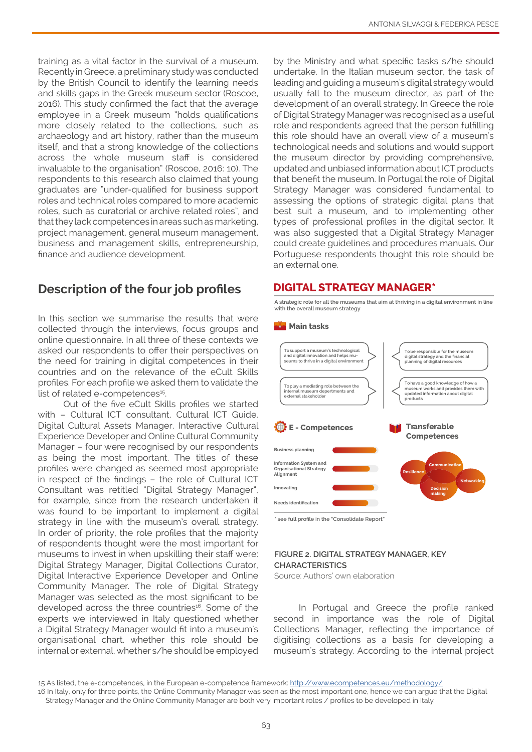training as a vital factor in the survival of a museum. Recently in Greece, a preliminary study was conducted by the British Council to identify the learning needs and skills gaps in the Greek museum sector (Roscoe, 2016). This study confirmed the fact that the average employee in a Greek museum "holds qualifications more closely related to the collections, such as archaeology and art history, rather than the museum itself, and that a strong knowledge of the collections across the whole museum staff is considered invaluable to the organisation" (Roscoe, 2016: 10). The respondents to this research also claimed that young graduates are "under-qualified for business support roles and technical roles compared to more academic roles, such as curatorial or archive related roles", and that they lack competences in areas such as marketing, project management, general museum management, business and management skills, entrepreneurship, finance and audience development.

## Description of the four job profiles

In this section we summarise the results that were collected through the interviews, focus groups and online questionnaire. In all three of these contexts we asked our respondents to offer their perspectives on the need for training in digital competences in their countries and on the relevance of the eCult Skills profiles. For each profile we asked them to validate the list of related e-competences[15].

Out of the five eCult Skills profiles we started with – Cultural ICT consultant, Cultural ICT Guide, Digital Cultural Assets Manager, Interactive Cultural Experience Developer and Online Cultural Community Manager – four were recognised by our respondents as being the most important. The titles of these profiles were changed as seemed most appropriate in respect of the findings – the role of Cultural ICT Consultant was retitled "Digital Strategy Manager", for example, since from the research undertaken it was found to be important to implement a digital strategy in line with the museum's overall strategy. In order of priority, the role profiles that the majority of respondents thought were the most important for museums to invest in when upskilling their staff were: Digital Strategy Manager, Digital Collections Curator, Digital Interactive Experience Developer and Online Community Manager. The role of Digital Strategy Manager was selected as the most significant to be developed across the three countries[16]. Some of the experts we interviewed in Italy questioned whether a Digital Strategy Manager would fit into a museum's organisational chart, whether this role should be internal or external, whether s/he should be employed by the Ministry and what specific tasks s/he should undertake. In the Italian museum sector, the task of leading and guiding a museum's digital strategy would usually fall to the museum director, as part of the development of an overall strategy. In Greece the role of Digital Strategy Manager was recognised as a useful role and respondents agreed that the person fulfilling this role should have an overall view of a museum's technological needs and solutions and would support the museum director by providing comprehensive, updated and unbiased information about ICT products that benefit the museum. In Portugal the role of Digital Strategy Manager was considered fundamental to assessing the options of strategic digital plans that best suit a museum, and to implementing other types of professional profiles in the digital sector. It was also suggested that a Digital Strategy Manager could create guidelines and procedures manuals. Our Portuguese respondents thought this role should be an external one.

**DIGITAL STRATEGY MANAGER***

A strategic role for all the museums that aim at thriving in a digital environment in line with the overall museum strategy

**Main tasks**

- To support a museum's technological and digital innovation and helps museums to thrive in a digital environment
- To be responsible for the museum digital strategy and the financial planning of digital resources
- To play a mediating role between the internal museum depertments and external stakeholder
- To have a good knowledge of how a museum works and provides them with updated information about digital products

**E - Competences**

- Business planning
- Information System and Organisational Strategy Alignment
- Innovating
- Needs identification

**Transferable Competences**

- Communication
- Resilience
- Networking
- Decision making

* see full profile in the "Consolidate Report"

FIGURE 2. DIGITAL STRATEGY MANAGER, KEY CHARACTERISTICS
Source: Authors' own elaboration

In Portugal and Greece the profile ranked second in importance was the role of Digital Collections Manager, reflecting the importance of digitising collections as a basis for developing a museum's strategy. According to the internal project

15 As listed, the e-competences, in the European e-competence framework: http://www.ecompetences.eu/methodology/

16 In Italy, only for three points, the Online Community Manager was seen as the most important one, hence we can argue that the Digital Strategy Manager and the Online Community Manager are both very important roles / profiles to be developed in Italy.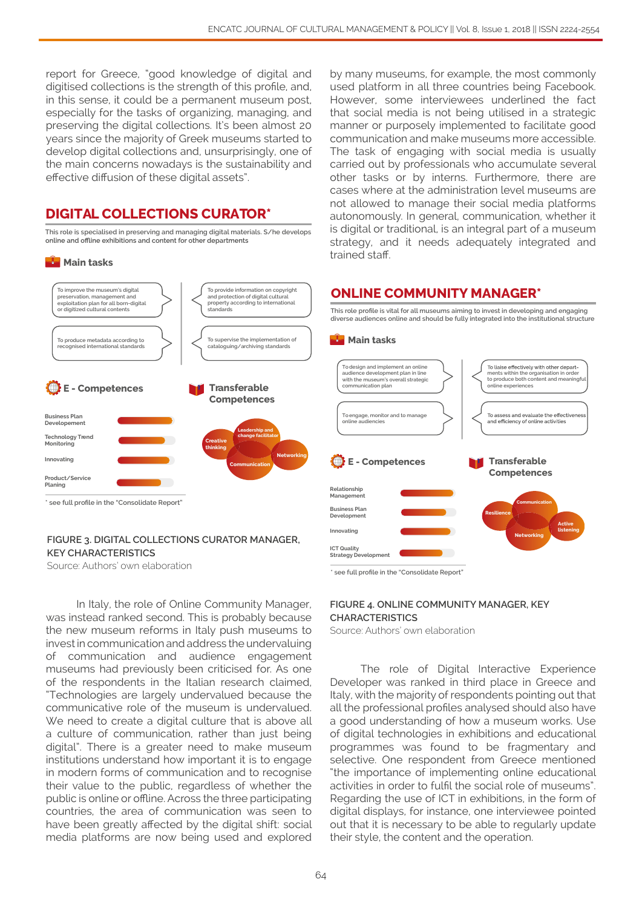report for Greece, "good knowledge of digital and digitised collections is the strength of this profile, and, in this sense, it could be a permanent museum post, especially for the tasks of organizing, managing, and preserving the digital collections. It's been almost 20 years since the majority of Greek museums started to develop digital collections and, unsurprisingly, one of the main concerns nowadays is the sustainability and effective diffusion of these digital assets".

## DIGITAL COLLECTIONS CURATOR*

This role is specialised in preserving and managing digital materials. S/he develops online and offline exhibitions and content for other departments

### Main tasks

- To improve the museum's digital preservation, management and exploitation plan for all born-digital or digitized cultural contents
- To provide information on copyright and protection of digital cultural property according to international standards
- To produce metadata according to recognised international standards
- To supervise the implementation of cataloguing/archiving standards

### E - Competences

- Business Plan Developement
- Technology Trend Monitoring
- Innovating
- Product/Service Planing

### Transferable Competences

- Leadership and change facilitator
- Creative thinking
- Networking
- Communication

\* see full profile in the "Consolidate Report"

FIGURE 3. DIGITAL COLLECTIONS CURATOR MANAGER, KEY CHARACTERISTICS
Source: Authors' own elaboration

In Italy, the role of Online Community Manager, was instead ranked second. This is probably because the new museum reforms in Italy push museums to invest in communication and address the undervaluing of communication and audience engagement museums had previously been criticised for. As one of the respondents in the Italian research claimed, "Technologies are largely undervalued because the communicative role of the museum is undervalued. We need to create a digital culture that is above all a culture of communication, rather than just being digital". There is a greater need to make museum institutions understand how important it is to engage in modern forms of communication and to recognise their value to the public, regardless of whether the public is online or offline. Across the three participating countries, the area of communication was seen to have been greatly affected by the digital shift: social media platforms are now being used and explored by many museums, for example, the most commonly used platform in all three countries being Facebook. However, some interviewees underlined the fact that social media is not being utilised in a strategic manner or purposely implemented to facilitate good communication and make museums more accessible. The task of engaging with social media is usually carried out by professionals who accumulate several other tasks or by interns. Furthermore, there are cases where at the administration level museums are not allowed to manage their social media platforms autonomously. In general, communication, whether it is digital or traditional, is an integral part of a museum strategy, and it needs adequately integrated and trained staff.

## ONLINE COMMUNITY MANAGER*

This role profile is vital for all museums aiming to invest in developing and engaging diverse audiences online and should be fully integrated into the institutional structure

### Main tasks

- To design and implement an online audience development plan in line with the museum's overall strategic communication plan
- To liaise effectively with other departments within the organisation in order to produce both content and meaningful online experiences
- To engage, monitor and to manage online audiences
- To assess and evaluate the effectiveness and efficiency of online activities

### E - Competences

- Relationship Management
- Business Plan Development
- Innovating
- ICT Quality Strategy Development

### Transferable Competences

- Communication
- Resilience
- Active listening
- Networking

\* see full profile in the "Consolidate Report"

FIGURE 4. ONLINE COMMUNITY MANAGER, KEY CHARACTERISTICS
Source: Authors' own elaboration

The role of Digital Interactive Experience Developer was ranked in third place in Greece and Italy, with the majority of respondents pointing out that all the professional profiles analysed should also have a good understanding of how a museum works. Use of digital technologies in exhibitions and educational programmes was found to be fragmentary and selective. One respondent from Greece mentioned "the importance of implementing online educational activities in order to fulfil the social role of museums". Regarding the use of ICT in exhibitions, in the form of digital displays, for instance, one interviewee pointed out that it is necessary to be able to regularly update their style, the content and the operation.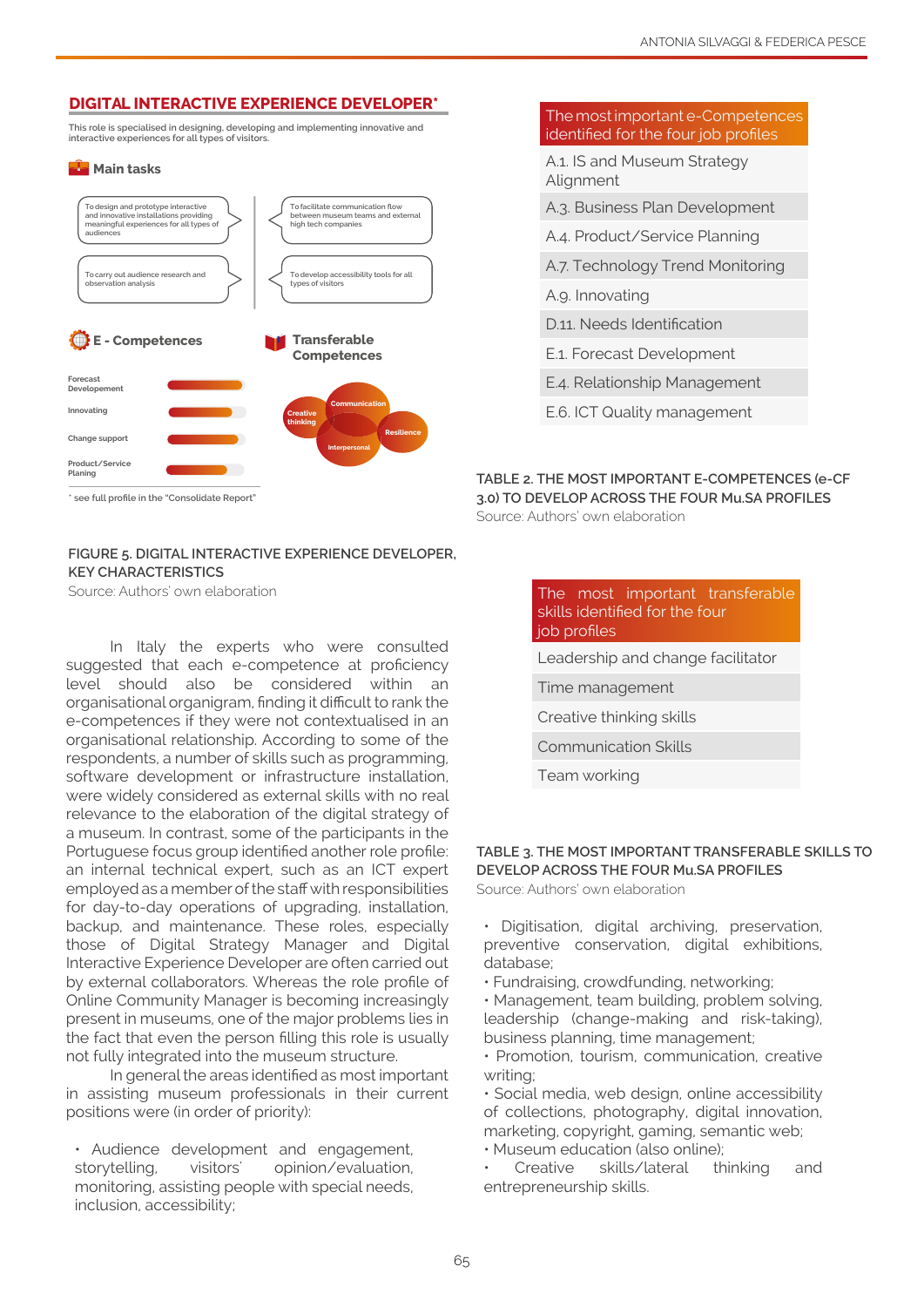## DIGITAL INTERACTIVE EXPERIENCE DEVELOPER*

This role is specialised in designing, developing and implementing innovative and interactive experiences for all types of visitors.

**Main tasks**

- To design and prototype interactive and innovative installations providing meaningful experiences for all types of audiences
- To facilitate communication flow between museum teams and external high tech companies
- To carry out audience research and observation analysis
- To develop accessibility tools for all types of visitors

**E - Competences**

- Forecast Developement
- Innovating
- Change support
- Product/Service Planing

**Transferable Competences**

- Communication
- Creative thinking
- Resilience
- Interpersonal

* see full profile in the "Consolidate Report"

FIGURE 5. DIGITAL INTERACTIVE EXPERIENCE DEVELOPER, KEY CHARACTERISTICS
Source: Authors' own elaboration

In Italy the experts who were consulted suggested that each e-competence at proficiency level should also be considered within an organisational organigram, finding it difficult to rank the e-competences if they were not contextualised in an organisational relationship. According to some of the respondents, a number of skills such as programming, software development or infrastructure installation, were widely considered as external skills with no real relevance to the elaboration of the digital strategy of a museum. In contrast, some of the participants in the Portuguese focus group identified another role profile: an internal technical expert, such as an ICT expert employed as a member of the staff with responsibilities for day-to-day operations of upgrading, installation, backup, and maintenance. These roles, especially those of Digital Strategy Manager and Digital Interactive Experience Developer are often carried out by external collaborators. Whereas the role profile of Online Community Manager is becoming increasingly present in museums, one of the major problems lies in the fact that even the person filling this role is usually not fully integrated into the museum structure.

In general the areas identified as most important in assisting museum professionals in their current positions were (in order of priority):

- Audience development and engagement, storytelling, visitors' opinion/evaluation, monitoring, assisting people with special needs, inclusion, accessibility;

| The most important e-Competences identified for the four job profiles |
|---|
| A.1. IS and Museum Strategy Alignment |
| A.3. Business Plan Development |
| A.4. Product/Service Planning |
| A.7. Technology Trend Monitoring |
| A.9. Innovating |
| D.11. Needs Identification |
| E.1. Forecast Development |
| E.4. Relationship Management |
| E.6. ICT Quality management |

TABLE 2. THE MOST IMPORTANT E-COMPETENCES (e-CF 3.0) TO DEVELOP ACROSS THE FOUR Mu.SA PROFILES
Source: Authors' own elaboration

| The most important transferable skills identified for the four job profiles |
|---|
| Leadership and change facilitator |
| Time management |
| Creative thinking skills |
| Communication Skills |
| Team working |

TABLE 3. THE MOST IMPORTANT TRANSFERABLE SKILLS TO DEVELOP ACROSS THE FOUR Mu.SA PROFILES
Source: Authors' own elaboration

- Digitisation, digital archiving, preservation, preventive conservation, digital exhibitions, database;
- Fundraising, crowdfunding, networking;
- Management, team building, problem solving, leadership (change-making and risk-taking), business planning, time management;
- Promotion, tourism, communication, creative writing;
- Social media, web design, online accessibility of collections, photography, digital innovation, marketing, copyright, gaming, semantic web;
- Museum education (also online);
- Creative skills/lateral thinking and entrepreneurship skills.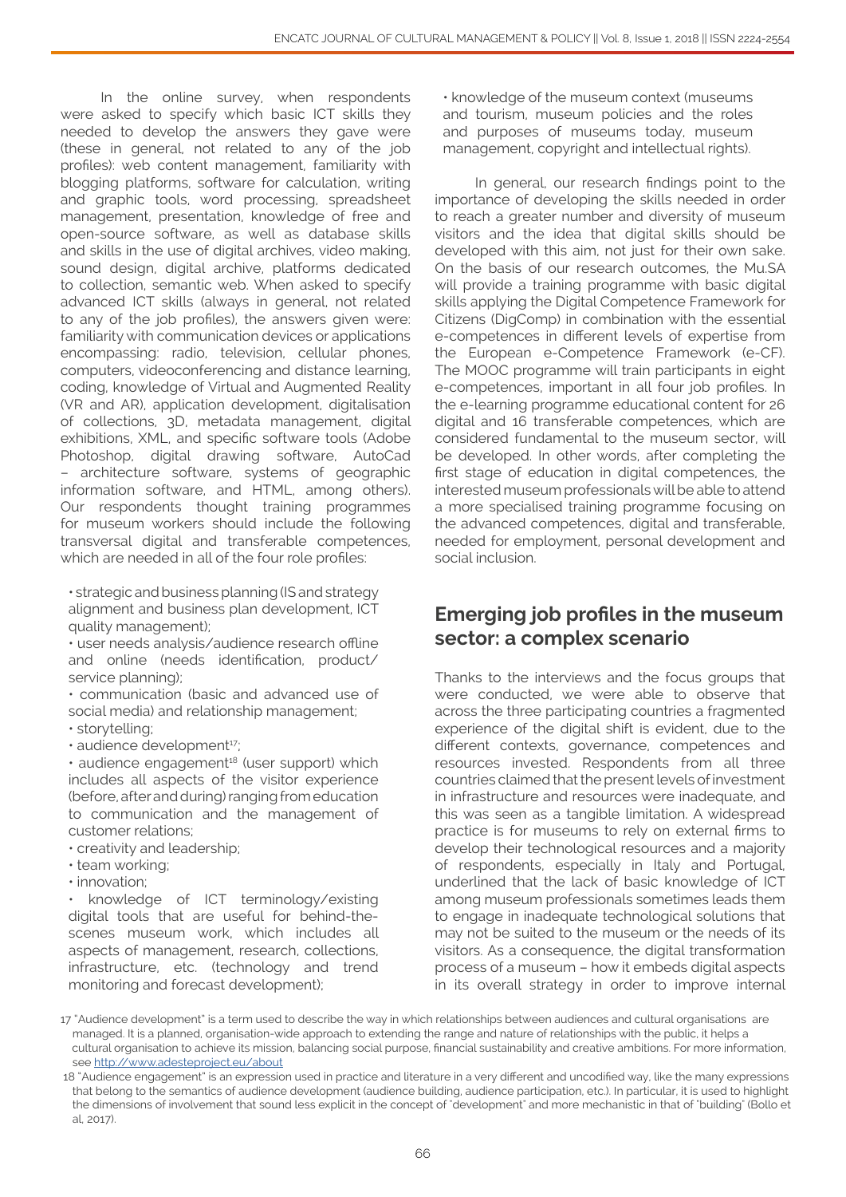In the online survey, when respondents were asked to specify which basic ICT skills they needed to develop the answers they gave were (these in general, not related to any of the job profiles): web content management, familiarity with blogging platforms, software for calculation, writing and graphic tools, word processing, spreadsheet management, presentation, knowledge of free and open-source software, as well as database skills and skills in the use of digital archives, video making, sound design, digital archive, platforms dedicated to collection, semantic web. When asked to specify advanced ICT skills (always in general, not related to any of the job profiles), the answers given were: familiarity with communication devices or applications encompassing: radio, television, cellular phones, computers, videoconferencing and distance learning, coding, knowledge of Virtual and Augmented Reality (VR and AR), application development, digitalisation of collections, 3D, metadata management, digital exhibitions, XML, and specific software tools (Adobe Photoshop, digital drawing software, AutoCad – architecture software, systems of geographic information software, and HTML, among others). Our respondents thought training programmes for museum workers should include the following transversal digital and transferable competences, which are needed in all of the four role profiles:

- strategic and business planning (IS and strategy alignment and business plan development, ICT quality management);
- user needs analysis/audience research offline and online (needs identification, product/service planning);
- communication (basic and advanced use of social media) and relationship management;
- storytelling;
- audience development[17];
- audience engagement[18] (user support) which includes all aspects of the visitor experience (before, after and during) ranging from education to communication and the management of customer relations;
- creativity and leadership;
- team working;
- innovation;
- knowledge of ICT terminology/existing digital tools that are useful for behind-the-scenes museum work, which includes all aspects of management, research, collections, infrastructure, etc. (technology and trend monitoring and forecast development);
- knowledge of the museum context (museums and tourism, museum policies and the roles and purposes of museums today, museum management, copyright and intellectual rights).

In general, our research findings point to the importance of developing the skills needed in order to reach a greater number and diversity of museum visitors and the idea that digital skills should be developed with this aim, not just for their own sake. On the basis of our research outcomes, the Mu.SA will provide a training programme with basic digital skills applying the Digital Competence Framework for Citizens (DigComp) in combination with the essential e-competences in different levels of expertise from the European e-Competence Framework (e-CF). The MOOC programme will train participants in eight e-competences, important in all four job profiles. In the e-learning programme educational content for 26 digital and 16 transferable competences, which are considered fundamental to the museum sector, will be developed. In other words, after completing the first stage of education in digital competences, the interested museum professionals will be able to attend a more specialised training programme focusing on the advanced competences, digital and transferable, needed for employment, personal development and social inclusion.

## Emerging job profiles in the museum sector: a complex scenario

Thanks to the interviews and the focus groups that were conducted, we were able to observe that across the three participating countries a fragmented experience of the digital shift is evident, due to the different contexts, governance, competences and resources invested. Respondents from all three countries claimed that the present levels of investment in infrastructure and resources were inadequate, and this was seen as a tangible limitation. A widespread practice is for museums to rely on external firms to develop their technological resources and a majority of respondents, especially in Italy and Portugal, underlined that the lack of basic knowledge of ICT among museum professionals sometimes leads them to engage in inadequate technological solutions that may not be suited to the museum or the needs of its visitors. As a consequence, the digital transformation process of a museum – how it embeds digital aspects in its overall strategy in order to improve internal

[17] "Audience development" is a term used to describe the way in which relationships between audiences and cultural organisations are managed. It is a planned, organisation-wide approach to extending the range and nature of relationships with the public, it helps a cultural organisation to achieve its mission, balancing social purpose, financial sustainability and creative ambitions. For more information, see http://www.adesteproject.eu/about

[18] "Audience engagement" is an expression used in practice and literature in a very different and uncodified way, like the many expressions that belong to the semantics of audience development (audience building, audience participation, etc.). In particular, it is used to highlight the dimensions of involvement that sound less explicit in the concept of "development" and more mechanistic in that of "building" (Bollo et al, 2017).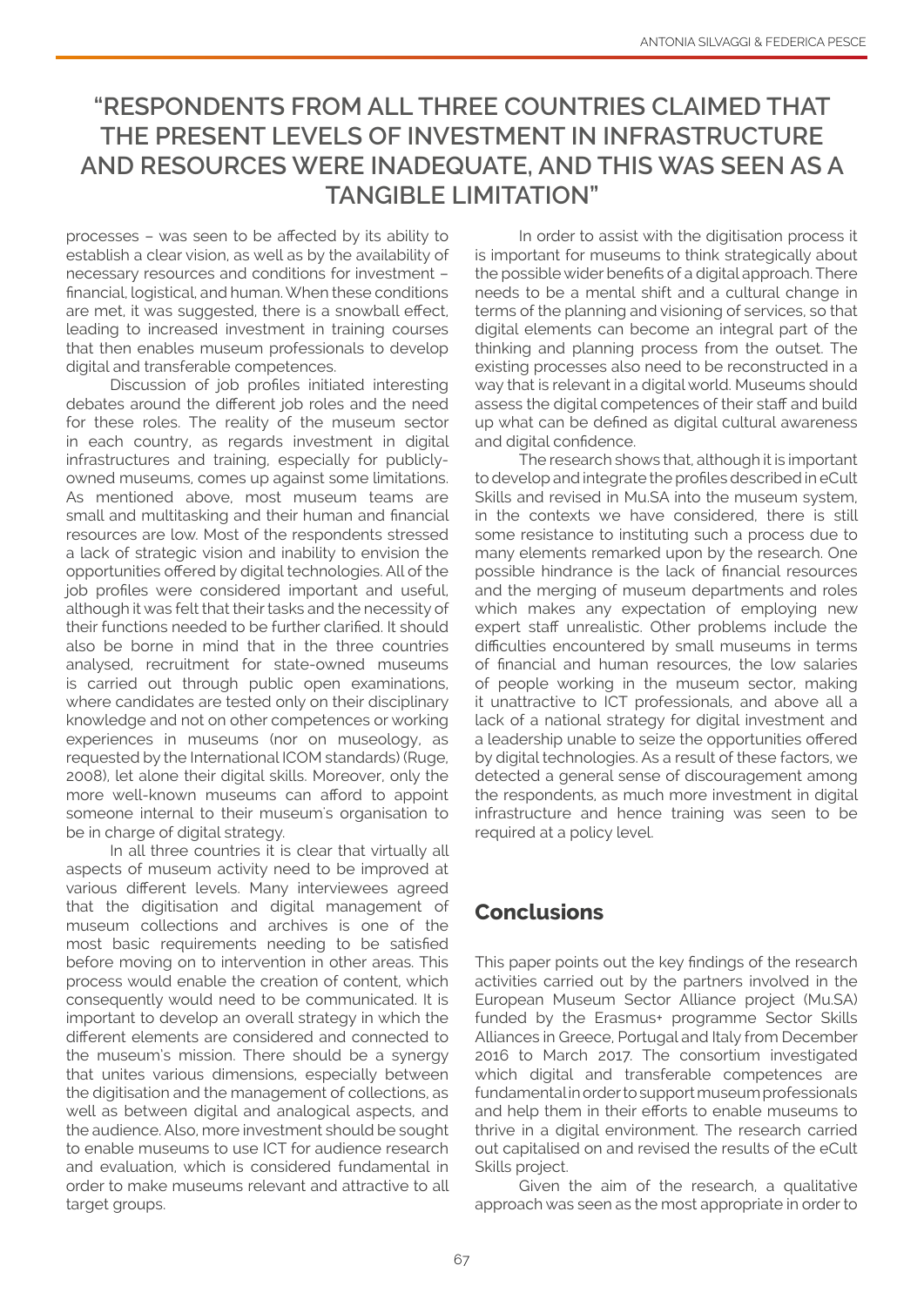## "RESPONDENTS FROM ALL THREE COUNTRIES CLAIMED THAT THE PRESENT LEVELS OF INVESTMENT IN INFRASTRUCTURE AND RESOURCES WERE INADEQUATE, AND THIS WAS SEEN AS A TANGIBLE LIMITATION"

processes – was seen to be affected by its ability to establish a clear vision, as well as by the availability of necessary resources and conditions for investment – financial, logistical, and human. When these conditions are met, it was suggested, there is a snowball effect, leading to increased investment in training courses that then enables museum professionals to develop digital and transferable competences.

Discussion of job profiles initiated interesting debates around the different job roles and the need for these roles. The reality of the museum sector in each country, as regards investment in digital infrastructures and training, especially for publicly-owned museums, comes up against some limitations. As mentioned above, most museum teams are small and multitasking and their human and financial resources are low. Most of the respondents stressed a lack of strategic vision and inability to envision the opportunities offered by digital technologies. All of the job profiles were considered important and useful, although it was felt that their tasks and the necessity of their functions needed to be further clarified. It should also be borne in mind that in the three countries analysed, recruitment for state-owned museums is carried out through public open examinations, where candidates are tested only on their disciplinary knowledge and not on other competences or working experiences in museums (nor on museology, as requested by the International ICOM standards) (Ruge, 2008), let alone their digital skills. Moreover, only the more well-known museums can afford to appoint someone internal to their museum's organisation to be in charge of digital strategy.

In all three countries it is clear that virtually all aspects of museum activity need to be improved at various different levels. Many interviewees agreed that the digitisation and digital management of museum collections and archives is one of the most basic requirements needing to be satisfied before moving on to intervention in other areas. This process would enable the creation of content, which consequently would need to be communicated. It is important to develop an overall strategy in which the different elements are considered and connected to the museum's mission. There should be a synergy that unites various dimensions, especially between the digitisation and the management of collections, as well as between digital and analogical aspects, and the audience. Also, more investment should be sought to enable museums to use ICT for audience research and evaluation, which is considered fundamental in order to make museums relevant and attractive to all target groups.

In order to assist with the digitisation process it is important for museums to think strategically about the possible wider benefits of a digital approach. There needs to be a mental shift and a cultural change in terms of the planning and visioning of services, so that digital elements can become an integral part of the thinking and planning process from the outset. The existing processes also need to be reconstructed in a way that is relevant in a digital world. Museums should assess the digital competences of their staff and build up what can be defined as digital cultural awareness and digital confidence.

The research shows that, although it is important to develop and integrate the profiles described in eCult Skills and revised in Mu.SA into the museum system, in the contexts we have considered, there is still some resistance to instituting such a process due to many elements remarked upon by the research. One possible hindrance is the lack of financial resources and the merging of museum departments and roles which makes any expectation of employing new expert staff unrealistic. Other problems include the difficulties encountered by small museums in terms of financial and human resources, the low salaries of people working in the museum sector, making it unattractive to ICT professionals, and above all a lack of a national strategy for digital investment and a leadership unable to seize the opportunities offered by digital technologies. As a result of these factors, we detected a general sense of discouragement among the respondents, as much more investment in digital infrastructure and hence training was seen to be required at a policy level.

## Conclusions

This paper points out the key findings of the research activities carried out by the partners involved in the European Museum Sector Alliance project (Mu.SA) funded by the Erasmus+ programme Sector Skills Alliances in Greece, Portugal and Italy from December 2016 to March 2017. The consortium investigated which digital and transferable competences are fundamental in order to support museum professionals and help them in their efforts to enable museums to thrive in a digital environment. The research carried out capitalised on and revised the results of the eCult Skills project.

Given the aim of the research, a qualitative approach was seen as the most appropriate in order to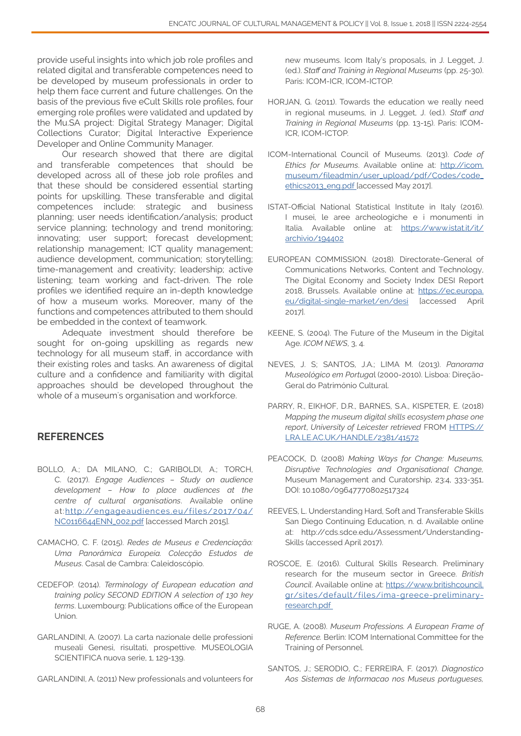provide useful insights into which job role profiles and related digital and transferable competences need to be developed by museum professionals in order to help them face current and future challenges. On the basis of the previous five eCult Skills role profiles, four emerging role profiles were validated and updated by the Mu.SA project: Digital Strategy Manager; Digital Collections Curator; Digital Interactive Experience Developer and Online Community Manager.

Our research showed that there are digital and transferable competences that should be developed across all of these job role profiles and that these should be considered essential starting points for upskilling. These transferable and digital competences include: strategic and business planning; user needs identification/analysis; product service planning; technology and trend monitoring; innovating; user support; forecast development; relationship management; ICT quality management; audience development, communication; storytelling; time-management and creativity; leadership; active listening; team working and fact-driven. The role profiles we identified require an in-depth knowledge of how a museum works. Moreover, many of the functions and competences attributed to them should be embedded in the context of teamwork.

Adequate investment should therefore be sought for on-going upskilling as regards new technology for all museum staff, in accordance with their existing roles and tasks. An awareness of digital culture and a confidence and familiarity with digital approaches should be developed throughout the whole of a museum's organisation and workforce.

## REFERENCES

BOLLO, A.; DA MILANO, C.; GARIBOLDI, A.; TORCH, C. (2017). *Engage Audiences – Study on audience development – How to place audiences at the centre of cultural organisations*. Available online at: http://engageaudiences.eu/files/2017/04/NC0116644ENN_002.pdf [accessed March 2015].

CAMACHO, C. F. (2015). *Redes de Museus e Credenciação: Uma Panorâmica Europeia. Colecção Estudos de Museus*. Casal de Cambra: Caleidoscópio.

CEDEFOP. (2014). *Terminology of European education and training policy SECOND EDITION A selection of 130 key terms*. Luxembourg: Publications office of the European Union.

GARLANDINI, A. (2007). La carta nazionale delle professioni museali Genesi, risultati, prospettive. MUSEOLOGIA SCIENTIFICA nuova serie, 1, 129-139.

GARLANDINI, A. (2011) New professionals and volunteers for new museums. Icom Italy's proposals, in J. Legget, J. (ed.). *Staff and Training in Regional Museums* (pp. 25-30). Paris: ICOM-ICR, ICOM-ICTOP.

HORJAN, G. (2011). Towards the education we really need in regional museums, in J. Legget, J. (ed.). *Staff and Training in Regional Museums* (pp. 13-15). Paris: ICOM-ICR, ICOM-ICTOP.

ICOM-International Council of Museums. (2013). *Code of Ethics for Museums*. Available online at: http://icom.museum/fileadmin/user_upload/pdf/Codes/code_ethics2013_eng.pdf [accessed May 2017].

ISTAT-Official National Statistical Institute in Italy (2016). I musei, le aree archeologiche e i monumenti in Italia. Available online at: https://www.istat.it/it/archivio/194402

EUROPEAN COMMISSION. (2018). Directorate-General of Communications Networks, Content and Technology, The Digital Economy and Society Index DESI Report 2018, Brussels. Available online at: https://ec.europa.eu/digital-single-market/en/desi [accessed April 2017].

KEENE, S. (2004). The Future of the Museum in the Digital Age. *ICOM NEWS*, 3, 4.

NEVES, J. S; SANTOS, J.A.; LIMA M. (2013). *Panorama Museológico em Portugal* (2000-2010). Lisboa: Direção-Geral do Património Cultural.

PARRY, R., EIKHOF, D.R., BARNES, S.A., KISPETER, E. (2018) *Mapping the museum digital skills ecosystem phase one report*, *University of Leicester retrieved* FROM HTTPS://LRA.LE.AC.UK/HANDLE/2381/41572

PEACOCK, D. (2008) *Making Ways for Change: Museums, Disruptive Technologies and Organisational Change*, Museum Management and Curatorship, 23:4, 333-351, DOI: 10.1080/09647770802517324

REEVES, L. Understanding Hard, Soft and Transferable Skills San Diego Continuing Education, n. d. Available online at: http://cds.sdce.edu/Assessment/Understanding-Skills (accessed April 2017).

ROSCOE, E. (2016). Cultural Skills Research. Preliminary research for the museum sector in Greece. *British Council*. Available online at: https://www.britishcouncil.gr/sites/default/files/ima-greece-preliminary-research.pdf

RUGE, A. (2008). *Museum Professions. A European Frame of Reference.* Berlin: ICOM International Committee for the Training of Personnel.

SANTOS, J.; SERODIO, C.; FERREIRA, F. (2017). *Diagnostico Aos Sistemas de Informacao nos Museus portugueses,*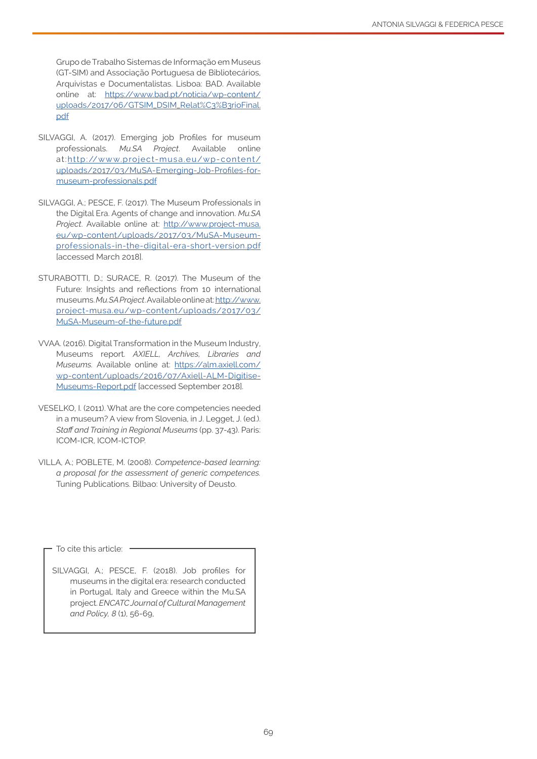Grupo de Trabalho Sistemas de Informação em Museus (GT-SIM) and Associação Portuguesa de Bibliotecários, Arquivistas e Documentalistas. Lisboa: BAD. Available online at: https://www.bad.pt/noticia/wp-content/uploads/2017/06/GTSIM_DSIM_Relat%C3%B3rioFinal.pdf

SILVAGGI, A. (2017). Emerging job Profiles for museum professionals. *Mu.SA Project*. Available online at: http://www.project-musa.eu/wp-content/uploads/2017/03/MuSA-Emerging-Job-Profiles-for-museum-professionals.pdf

SILVAGGI, A.; PESCE, F. (2017). The Museum Professionals in the Digital Era. Agents of change and innovation. *Mu.SA Project*. Available online at: http://www.project-musa.eu/wp-content/uploads/2017/03/MuSA-Museum-professionals-in-the-digital-era-short-version.pdf [accessed March 2018].

STURABOTTI, D.; SURACE, R. (2017). The Museum of the Future: Insights and reflections from 10 international museums. *Mu.SA Project*. Available online at: http://www.project-musa.eu/wp-content/uploads/2017/03/MuSA-Museum-of-the-future.pdf

VVAA. (2016). Digital Transformation in the Museum Industry, Museums report. *AXIELL, Archives, Libraries and Museums.* Available online at: https://alm.axiell.com/wp-content/uploads/2016/07/Axiell-ALM-Digitise-Museums-Report.pdf [accessed September 2018].

VESELKO, I. (2011). What are the core competencies needed in a museum? A view from Slovenia, in J. Legget, J. (ed.). *Staff and Training in Regional Museums* (pp. 37-43). Paris: ICOM-ICR, ICOM-ICTOP.

VILLA, A.; POBLETE, M. (2008). *Competence-based learning: a proposal for the assessment of generic competences.* Tuning Publications. Bilbao: University of Deusto.

To cite this article:

SILVAGGI, A.; PESCE, F. (2018). Job profiles for museums in the digital era: research conducted in Portugal, Italy and Greece within the Mu.SA project. *ENCATC Journal of Cultural Management and Policy, 8* (1), 56-69,